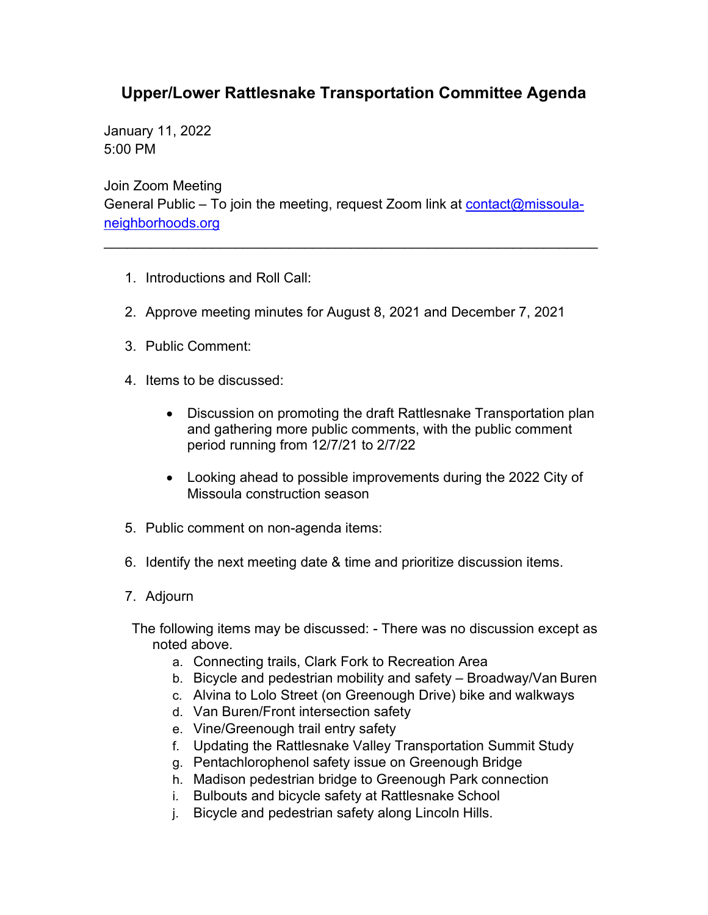# Upper/Lower Rattlesnake Transportation Committee Agenda

January 11, 2022
5:00 PM

Join Zoom Meeting
General Public – To join the meeting, request Zoom link at contact@missoula-neighborhoods.org

---

1. Introductions and Roll Call:

2. Approve meeting minutes for August 8, 2021 and December 7, 2021

3. Public Comment:

4. Items to be discussed:

   - Discussion on promoting the draft Rattlesnake Transportation plan and gathering more public comments, with the public comment period running from 12/7/21 to 2/7/22

   - Looking ahead to possible improvements during the 2022 City of Missoula construction season

5. Public comment on non-agenda items:

6. Identify the next meeting date & time and prioritize discussion items.

7. Adjourn

The following items may be discussed: - There was no discussion except as noted above.

a. Connecting trails, Clark Fork to Recreation Area
b. Bicycle and pedestrian mobility and safety – Broadway/Van Buren
c. Alvina to Lolo Street (on Greenough Drive) bike and walkways
d. Van Buren/Front intersection safety
e. Vine/Greenough trail entry safety
f. Updating the Rattlesnake Valley Transportation Summit Study
g. Pentachlorophenol safety issue on Greenough Bridge
h. Madison pedestrian bridge to Greenough Park connection
i. Bulbouts and bicycle safety at Rattlesnake School
j. Bicycle and pedestrian safety along Lincoln Hills.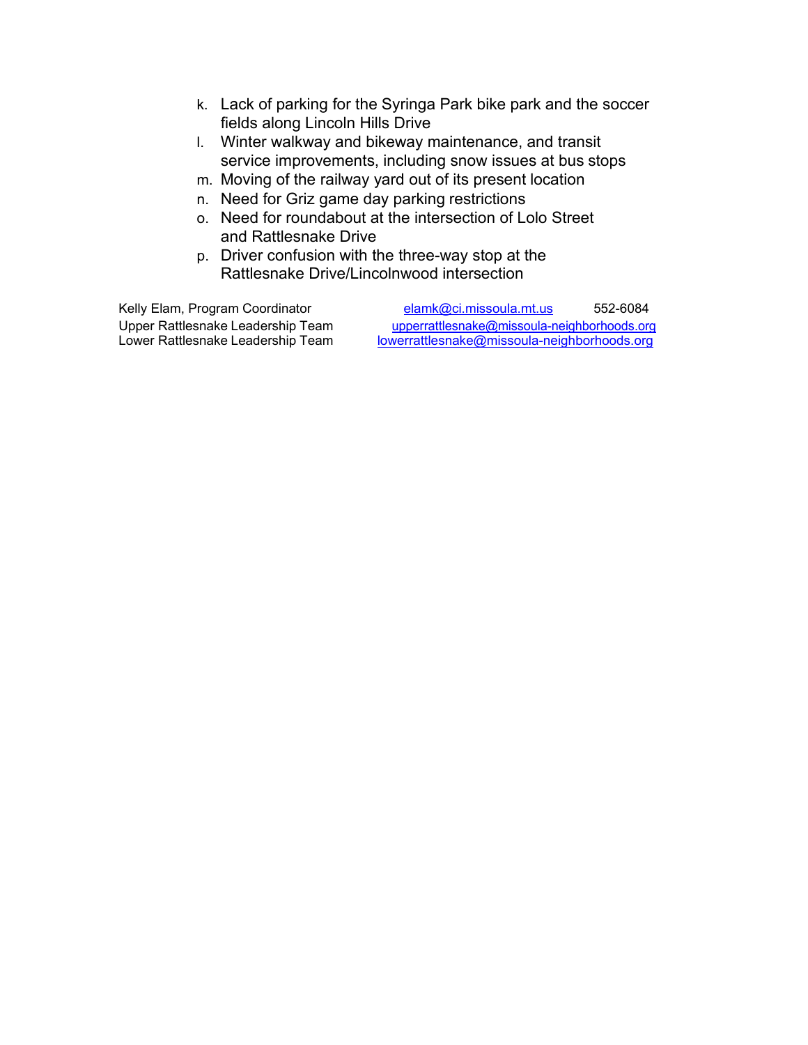k. Lack of parking for the Syringa Park bike park and the soccer fields along Lincoln Hills Drive
l. Winter walkway and bikeway maintenance, and transit service improvements, including snow issues at bus stops
m. Moving of the railway yard out of its present location
n. Need for Griz game day parking restrictions
o. Need for roundabout at the intersection of Lolo Street and Rattlesnake Drive
p. Driver confusion with the three-way stop at the Rattlesnake Drive/Lincolnwood intersection

| | | |
|---|---|---|
| Kelly Elam, Program Coordinator | elamk@ci.missoula.mt.us | 552-6084 |
| Upper Rattlesnake Leadership Team | upperrattlesnake@missoula-neighborhoods.org | |
| Lower Rattlesnake Leadership Team | lowerrattlesnake@missoula-neighborhoods.org | |